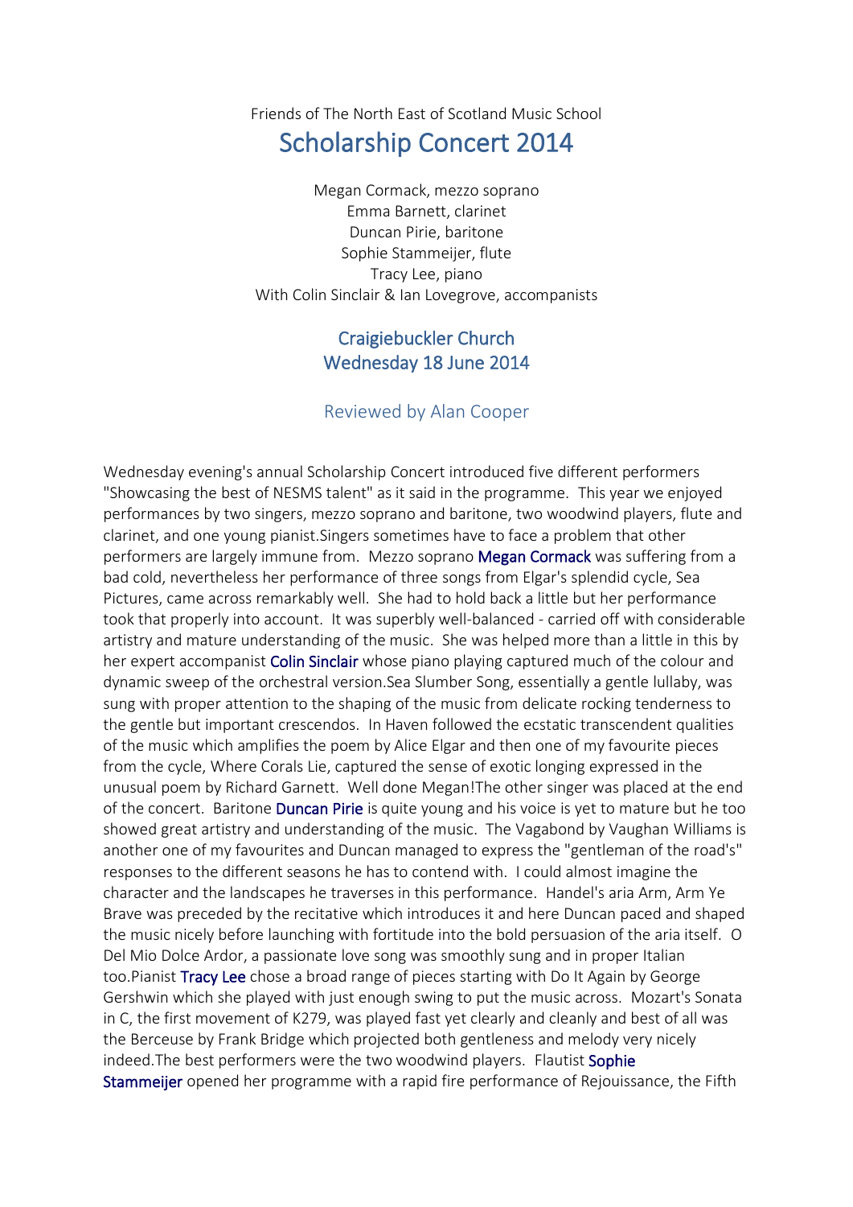Friends of The North East of Scotland Music School

# Scholarship Concert 2014

Megan Cormack, mezzo soprano
Emma Barnett, clarinet
Duncan Pirie, baritone
Sophie Stammeijer, flute
Tracy Lee, piano
With Colin Sinclair & Ian Lovegrove, accompanists

## Craigiebuckler Church
## Wednesday 18 June 2014

### Reviewed by Alan Cooper

Wednesday evening's annual Scholarship Concert introduced five different performers "Showcasing the best of NESMS talent" as it said in the programme. This year we enjoyed performances by two singers, mezzo soprano and baritone, two woodwind players, flute and clarinet, and one young pianist.Singers sometimes have to face a problem that other performers are largely immune from. Mezzo soprano Megan Cormack was suffering from a bad cold, nevertheless her performance of three songs from Elgar's splendid cycle, Sea Pictures, came across remarkably well. She had to hold back a little but her performance took that properly into account. It was superbly well-balanced - carried off with considerable artistry and mature understanding of the music. She was helped more than a little in this by her expert accompanist Colin Sinclair whose piano playing captured much of the colour and dynamic sweep of the orchestral version.Sea Slumber Song, essentially a gentle lullaby, was sung with proper attention to the shaping of the music from delicate rocking tenderness to the gentle but important crescendos. In Haven followed the ecstatic transcendent qualities of the music which amplifies the poem by Alice Elgar and then one of my favourite pieces from the cycle, Where Corals Lie, captured the sense of exotic longing expressed in the unusual poem by Richard Garnett. Well done Megan!The other singer was placed at the end of the concert. Baritone Duncan Pirie is quite young and his voice is yet to mature but he too showed great artistry and understanding of the music. The Vagabond by Vaughan Williams is another one of my favourites and Duncan managed to express the "gentleman of the road's" responses to the different seasons he has to contend with. I could almost imagine the character and the landscapes he traverses in this performance. Handel's aria Arm, Arm Ye Brave was preceded by the recitative which introduces it and here Duncan paced and shaped the music nicely before launching with fortitude into the bold persuasion of the aria itself. O Del Mio Dolce Ardor, a passionate love song was smoothly sung and in proper Italian too.Pianist Tracy Lee chose a broad range of pieces starting with Do It Again by George Gershwin which she played with just enough swing to put the music across. Mozart's Sonata in C, the first movement of K279, was played fast yet clearly and cleanly and best of all was the Berceuse by Frank Bridge which projected both gentleness and melody very nicely indeed.The best performers were the two woodwind players. Flautist Sophie Stammeijer opened her programme with a rapid fire performance of Rejouissance, the Fifth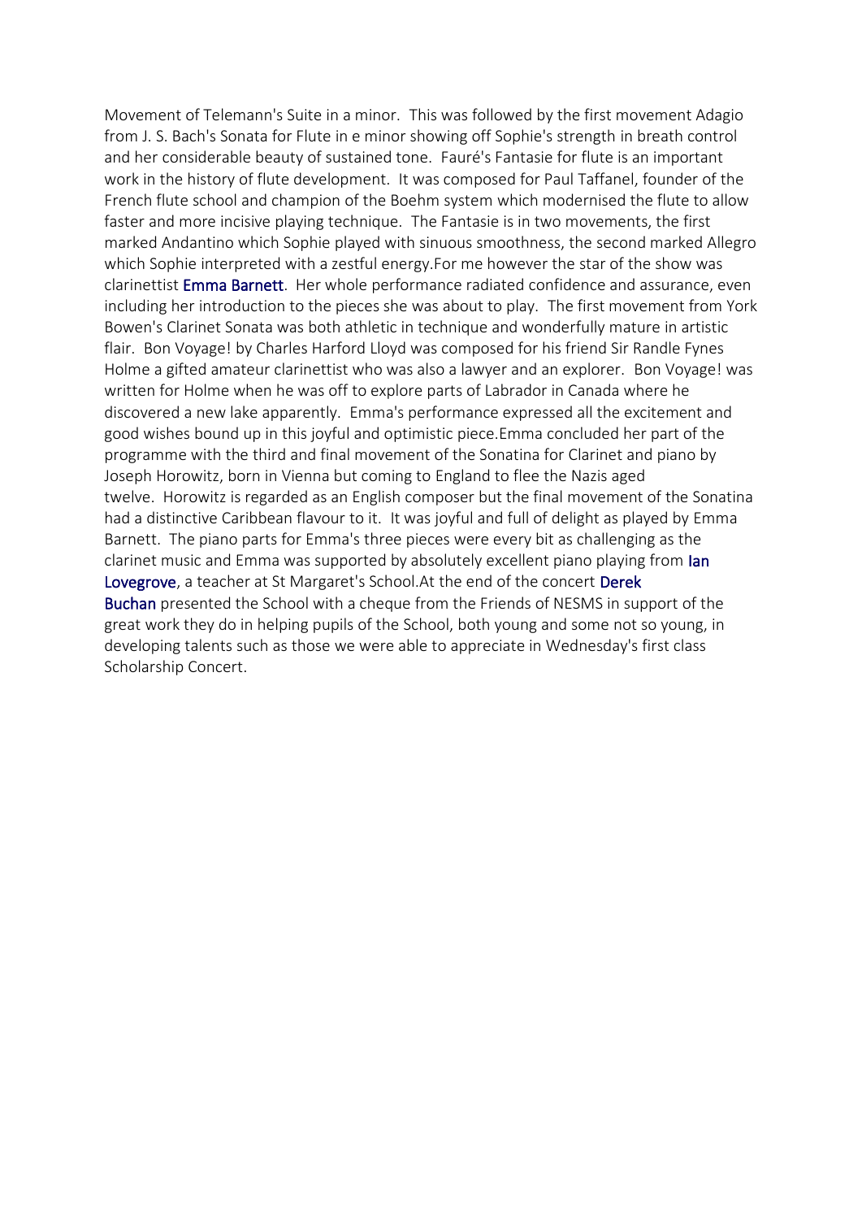Movement of Telemann's Suite in a minor. This was followed by the first movement Adagio from J. S. Bach's Sonata for Flute in e minor showing off Sophie's strength in breath control and her considerable beauty of sustained tone. Fauré's Fantasie for flute is an important work in the history of flute development. It was composed for Paul Taffanel, founder of the French flute school and champion of the Boehm system which modernised the flute to allow faster and more incisive playing technique. The Fantasie is in two movements, the first marked Andantino which Sophie played with sinuous smoothness, the second marked Allegro which Sophie interpreted with a zestful energy.For me however the star of the show was clarinettist Emma Barnett. Her whole performance radiated confidence and assurance, even including her introduction to the pieces she was about to play. The first movement from York Bowen's Clarinet Sonata was both athletic in technique and wonderfully mature in artistic flair. Bon Voyage! by Charles Harford Lloyd was composed for his friend Sir Randle Fynes Holme a gifted amateur clarinettist who was also a lawyer and an explorer. Bon Voyage! was written for Holme when he was off to explore parts of Labrador in Canada where he discovered a new lake apparently. Emma's performance expressed all the excitement and good wishes bound up in this joyful and optimistic piece.Emma concluded her part of the programme with the third and final movement of the Sonatina for Clarinet and piano by Joseph Horowitz, born in Vienna but coming to England to flee the Nazis aged twelve. Horowitz is regarded as an English composer but the final movement of the Sonatina had a distinctive Caribbean flavour to it. It was joyful and full of delight as played by Emma Barnett. The piano parts for Emma's three pieces were every bit as challenging as the clarinet music and Emma was supported by absolutely excellent piano playing from Ian Lovegrove, a teacher at St Margaret's School.At the end of the concert Derek Buchan presented the School with a cheque from the Friends of NESMS in support of the great work they do in helping pupils of the School, both young and some not so young, in developing talents such as those we were able to appreciate in Wednesday's first class Scholarship Concert.